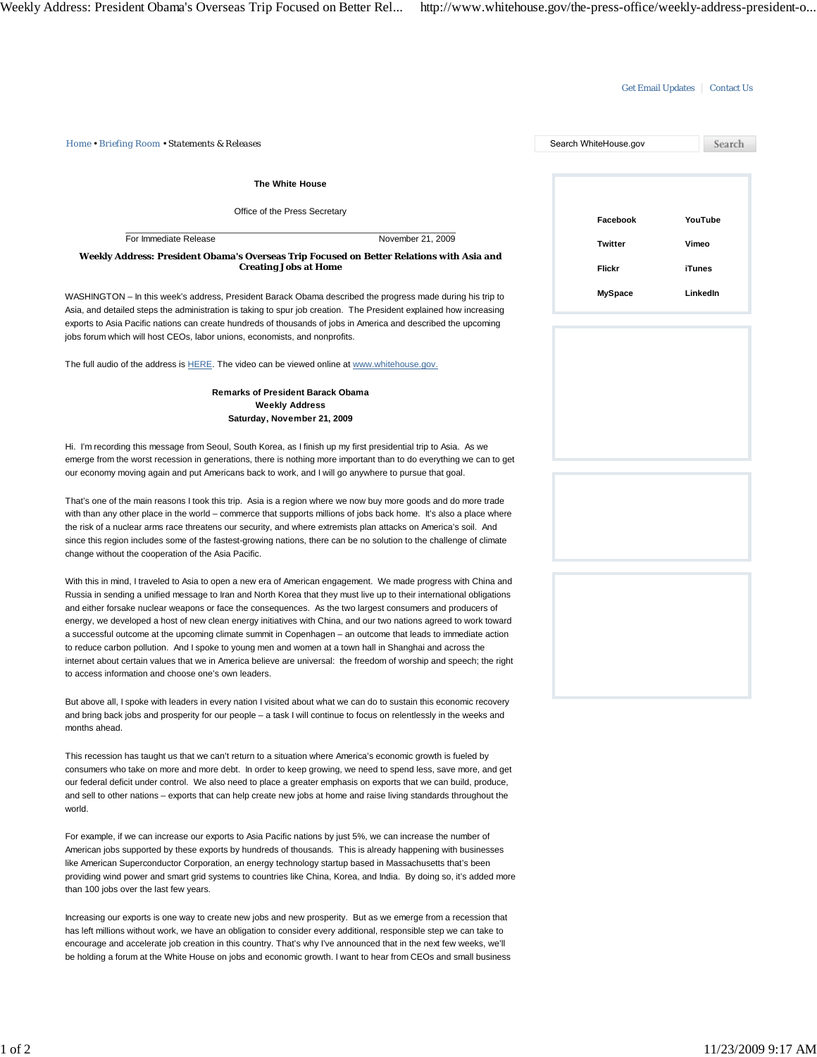Get Email Updates | Contact Us

Home • Briefing Room • Statements & Releases

Search WhiteHouse.gov Search

Facebook YouTube
Twitter Vimeo
Flickr iTunes
MySpace LinkedIn

**The White House**

Office of the Press Secretary

For Immediate Release November 21, 2009

## Weekly Address: President Obama's Overseas Trip Focused on Better Relations with Asia and Creating Jobs at Home

WASHINGTON – In this week's address, President Barack Obama described the progress made during his trip to Asia, and detailed steps the administration is taking to spur job creation. The President explained how increasing exports to Asia Pacific nations can create hundreds of thousands of jobs in America and described the upcoming jobs forum which will host CEOs, labor unions, economists, and nonprofits.

The full audio of the address is HERE. The video can be viewed online at www.whitehouse.gov.

**Remarks of President Barack Obama**
**Weekly Address**
**Saturday, November 21, 2009**

Hi. I'm recording this message from Seoul, South Korea, as I finish up my first presidential trip to Asia. As we emerge from the worst recession in generations, there is nothing more important than to do everything we can to get our economy moving again and put Americans back to work, and I will go anywhere to pursue that goal.

That's one of the main reasons I took this trip. Asia is a region where we now buy more goods and do more trade with than any other place in the world – commerce that supports millions of jobs back home. It's also a place where the risk of a nuclear arms race threatens our security, and where extremists plan attacks on America's soil. And since this region includes some of the fastest-growing nations, there can be no solution to the challenge of climate change without the cooperation of the Asia Pacific.

With this in mind, I traveled to Asia to open a new era of American engagement. We made progress with China and Russia in sending a unified message to Iran and North Korea that they must live up to their international obligations and either forsake nuclear weapons or face the consequences. As the two largest consumers and producers of energy, we developed a host of new clean energy initiatives with China, and our two nations agreed to work toward a successful outcome at the upcoming climate summit in Copenhagen – an outcome that leads to immediate action to reduce carbon pollution. And I spoke to young men and women at a town hall in Shanghai and across the internet about certain values that we in America believe are universal: the freedom of worship and speech; the right to access information and choose one's own leaders.

But above all, I spoke with leaders in every nation I visited about what we can do to sustain this economic recovery and bring back jobs and prosperity for our people – a task I will continue to focus on relentlessly in the weeks and months ahead.

This recession has taught us that we can't return to a situation where America's economic growth is fueled by consumers who take on more and more debt. In order to keep growing, we need to spend less, save more, and get our federal deficit under control. We also need to place a greater emphasis on exports that we can build, produce, and sell to other nations – exports that can help create new jobs at home and raise living standards throughout the world.

For example, if we can increase our exports to Asia Pacific nations by just 5%, we can increase the number of American jobs supported by these exports by hundreds of thousands. This is already happening with businesses like American Superconductor Corporation, an energy technology startup based in Massachusetts that's been providing wind power and smart grid systems to countries like China, Korea, and India. By doing so, it's added more than 100 jobs over the last few years.

Increasing our exports is one way to create new jobs and new prosperity. But as we emerge from a recession that has left millions without work, we have an obligation to consider every additional, responsible step we can take to encourage and accelerate job creation in this country. That's why I've announced that in the next few weeks, we'll be holding a forum at the White House on jobs and economic growth. I want to hear from CEOs and small business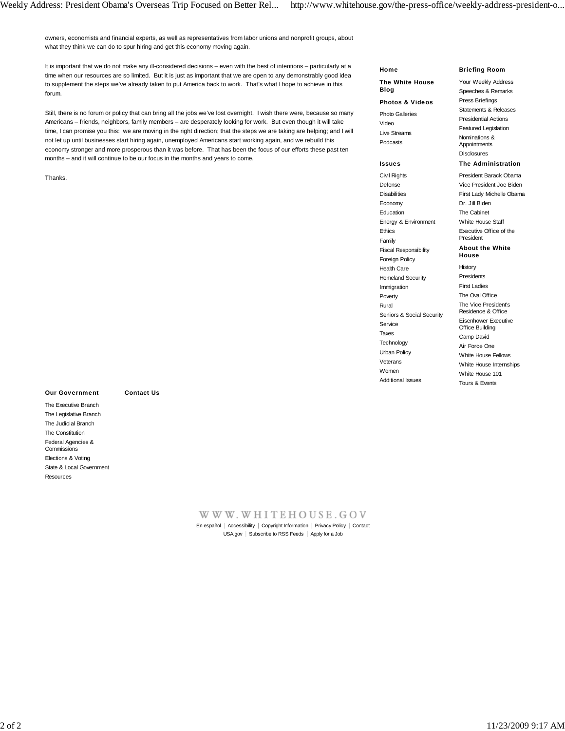owners, economists and financial experts, as well as representatives from labor unions and nonprofit groups, about what they think we can do to spur hiring and get this economy moving again.

It is important that we do not make any ill-considered decisions – even with the best of intentions – particularly at a time when our resources are so limited. But it is just as important that we are open to any demonstrably good idea to supplement the steps we've already taken to put America back to work. That's what I hope to achieve in this forum.

Still, there is no forum or policy that can bring all the jobs we've lost overnight. I wish there were, because so many Americans – friends, neighbors, family members – are desperately looking for work. But even though it will take time, I can promise you this: we are moving in the right direction; that the steps we are taking are helping; and I will not let up until businesses start hiring again, unemployed Americans start working again, and we rebuild this economy stronger and more prosperous than it was before. That has been the focus of our efforts these past ten months – and it will continue to be our focus in the months and years to come.

Thanks.

**Home**

**The White House Blog**

**Photos & Videos**

Photo Galleries
Video
Live Streams
Podcasts

**Issues**

Civil Rights
Defense
Disabilities
Economy
Education
Energy & Environment
Ethics
Family
Fiscal Responsibility
Foreign Policy
Health Care
Homeland Security
Immigration
Poverty
Rural
Seniors & Social Security
Service
Taxes
Technology
Urban Policy
Veterans
Women
Additional Issues

**Briefing Room**

Your Weekly Address
Speeches & Remarks
Press Briefings
Statements & Releases
Presidential Actions
Featured Legislation
Nominations & Appointments
Disclosures

**The Administration**

President Barack Obama
Vice President Joe Biden
First Lady Michelle Obama
Dr. Jill Biden
The Cabinet
White House Staff
Executive Office of the President

**About the White House**

History
Presidents
First Ladies
The Oval Office
The Vice President's Residence & Office
Eisenhower Executive Office Building
Camp David
Air Force One
White House Fellows
White House Internships
White House 101
Tours & Events

**Our Government**

The Executive Branch
The Legislative Branch
The Judicial Branch
The Constitution
Federal Agencies & Commissions
Elections & Voting
State & Local Government
Resources

**Contact Us**

WWW.WHITEHOUSE.GOV

En español | Accessibility | Copyright Information | Privacy Policy | Contact
USA.gov | Subscribe to RSS Feeds | Apply for a Job